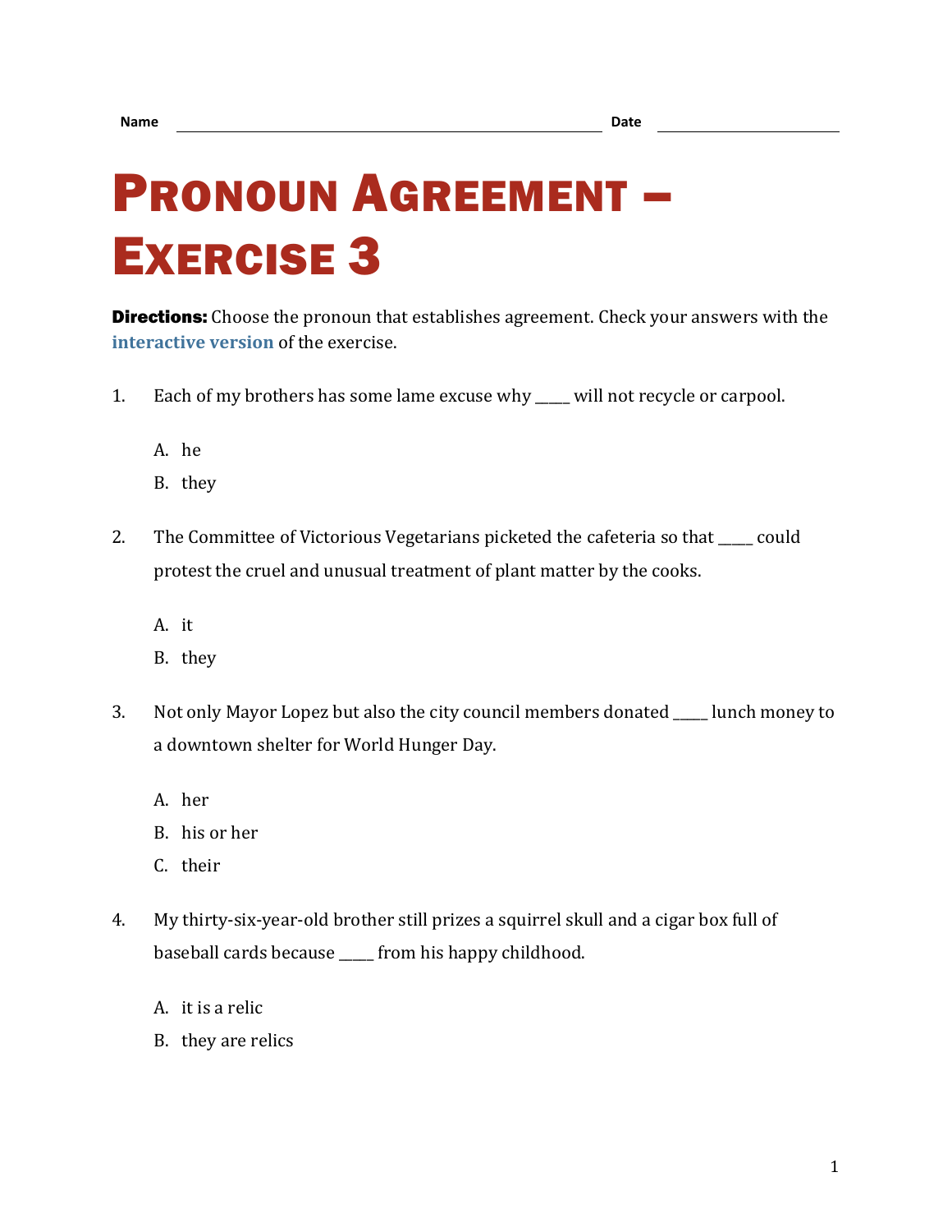Name ______________________________ Date ______________

# Pronoun Agreement – Exercise 3

**Directions:** Choose the pronoun that establishes agreement. Check your answers with the **interactive version** of the exercise.

1. Each of my brothers has some lame excuse why _____ will not recycle or carpool.

   A. he
   
   B. they

2. The Committee of Victorious Vegetarians picketed the cafeteria so that _____ could protest the cruel and unusual treatment of plant matter by the cooks.

   A. it
   
   B. they

3. Not only Mayor Lopez but also the city council members donated _____ lunch money to a downtown shelter for World Hunger Day.

   A. her
   
   B. his or her
   
   C. their

4. My thirty-six-year-old brother still prizes a squirrel skull and a cigar box full of baseball cards because _____ from his happy childhood.

   A. it is a relic
   
   B. they are relics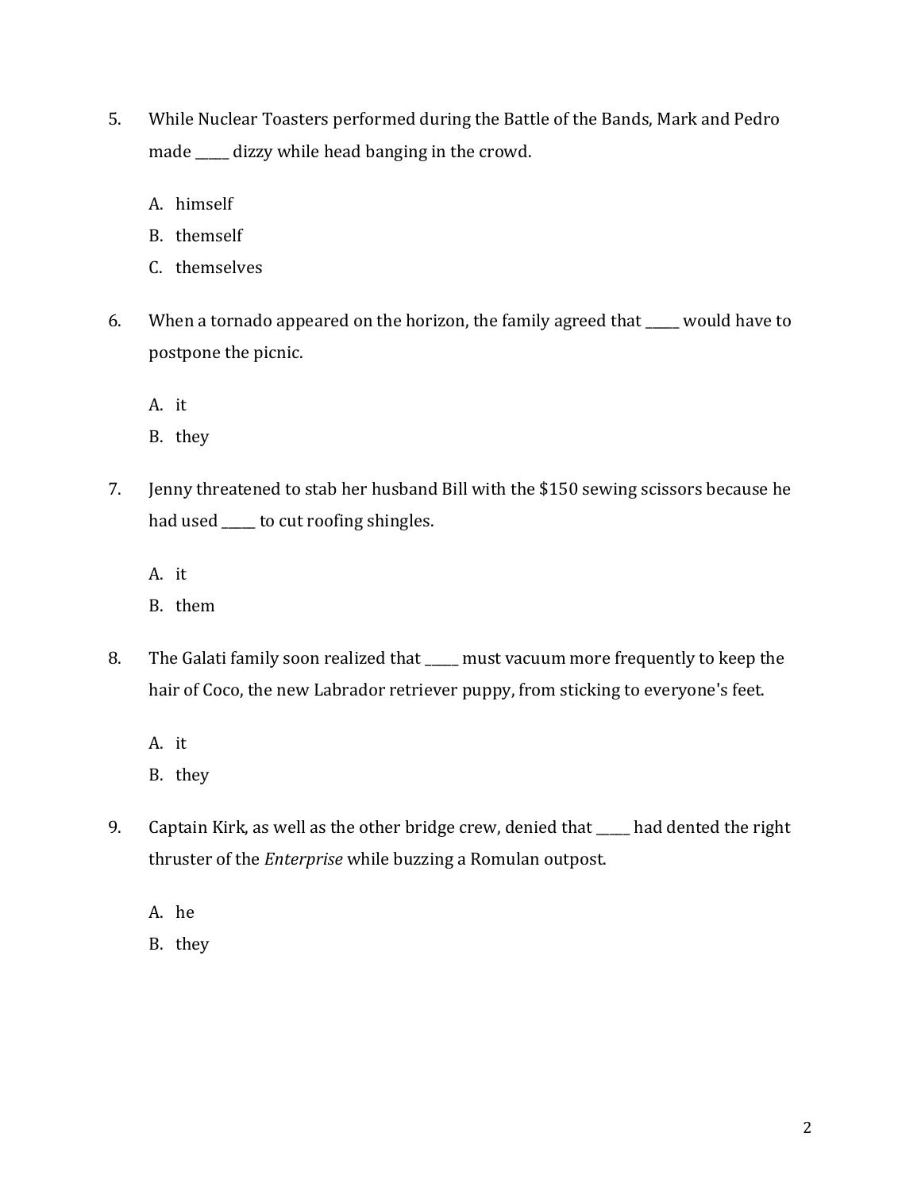5. While Nuclear Toasters performed during the Battle of the Bands, Mark and Pedro made _____ dizzy while head banging in the crowd.

   A. himself
   B. themself
   C. themselves

6. When a tornado appeared on the horizon, the family agreed that _____ would have to postpone the picnic.

   A. it
   B. they

7. Jenny threatened to stab her husband Bill with the $150 sewing scissors because he had used _____ to cut roofing shingles.

   A. it
   B. them

8. The Galati family soon realized that _____ must vacuum more frequently to keep the hair of Coco, the new Labrador retriever puppy, from sticking to everyone's feet.

   A. it
   B. they

9. Captain Kirk, as well as the other bridge crew, denied that _____ had dented the right thruster of the *Enterprise* while buzzing a Romulan outpost.

   A. he
   B. they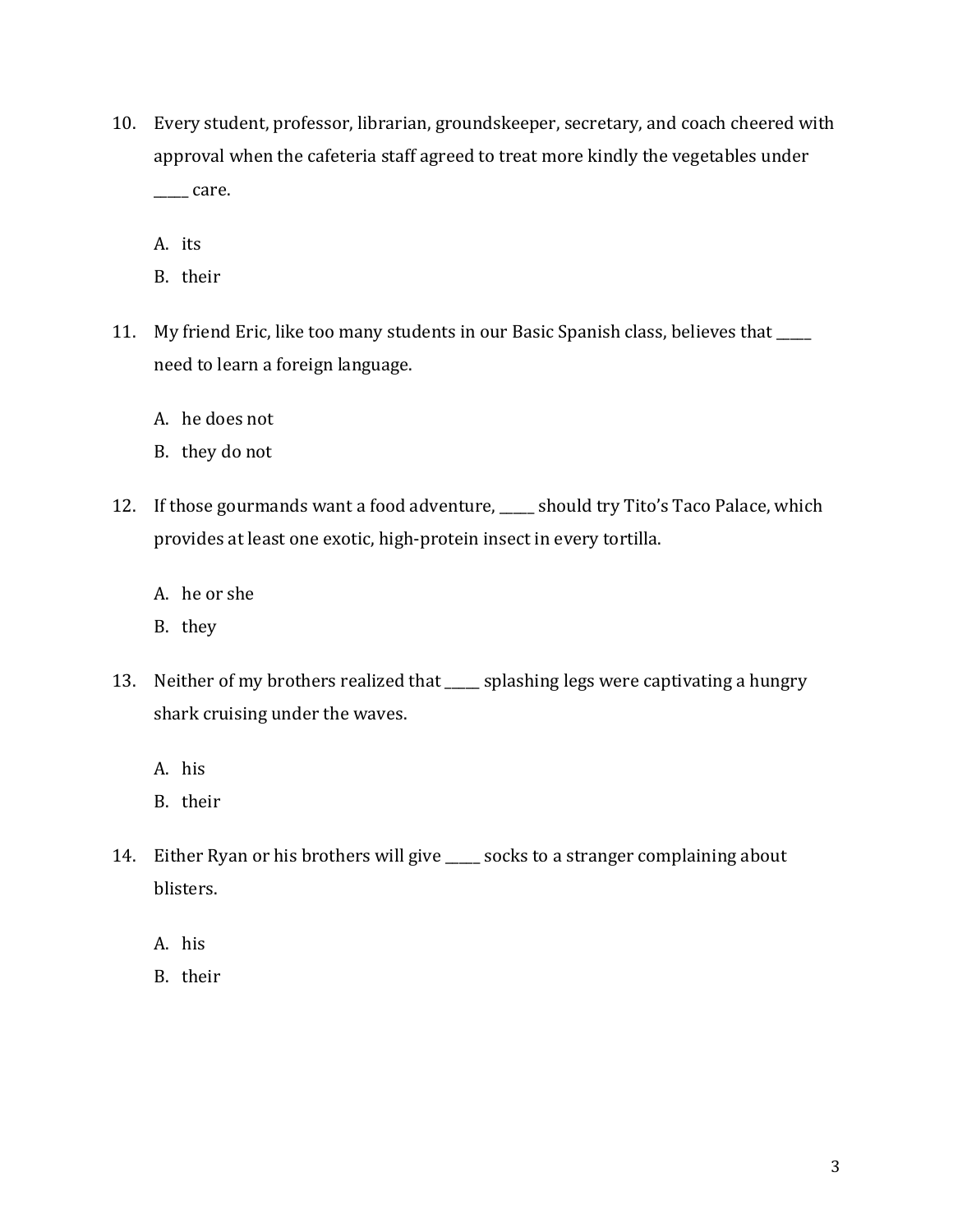10. Every student, professor, librarian, groundskeeper, secretary, and coach cheered with approval when the cafeteria staff agreed to treat more kindly the vegetables under _____ care.

    A. its
    B. their

11. My friend Eric, like too many students in our Basic Spanish class, believes that _____ need to learn a foreign language.

    A. he does not
    B. they do not

12. If those gourmands want a food adventure, _____ should try Tito's Taco Palace, which provides at least one exotic, high-protein insect in every tortilla.

    A. he or she
    B. they

13. Neither of my brothers realized that _____ splashing legs were captivating a hungry shark cruising under the waves.

    A. his
    B. their

14. Either Ryan or his brothers will give _____ socks to a stranger complaining about blisters.

    A. his
    B. their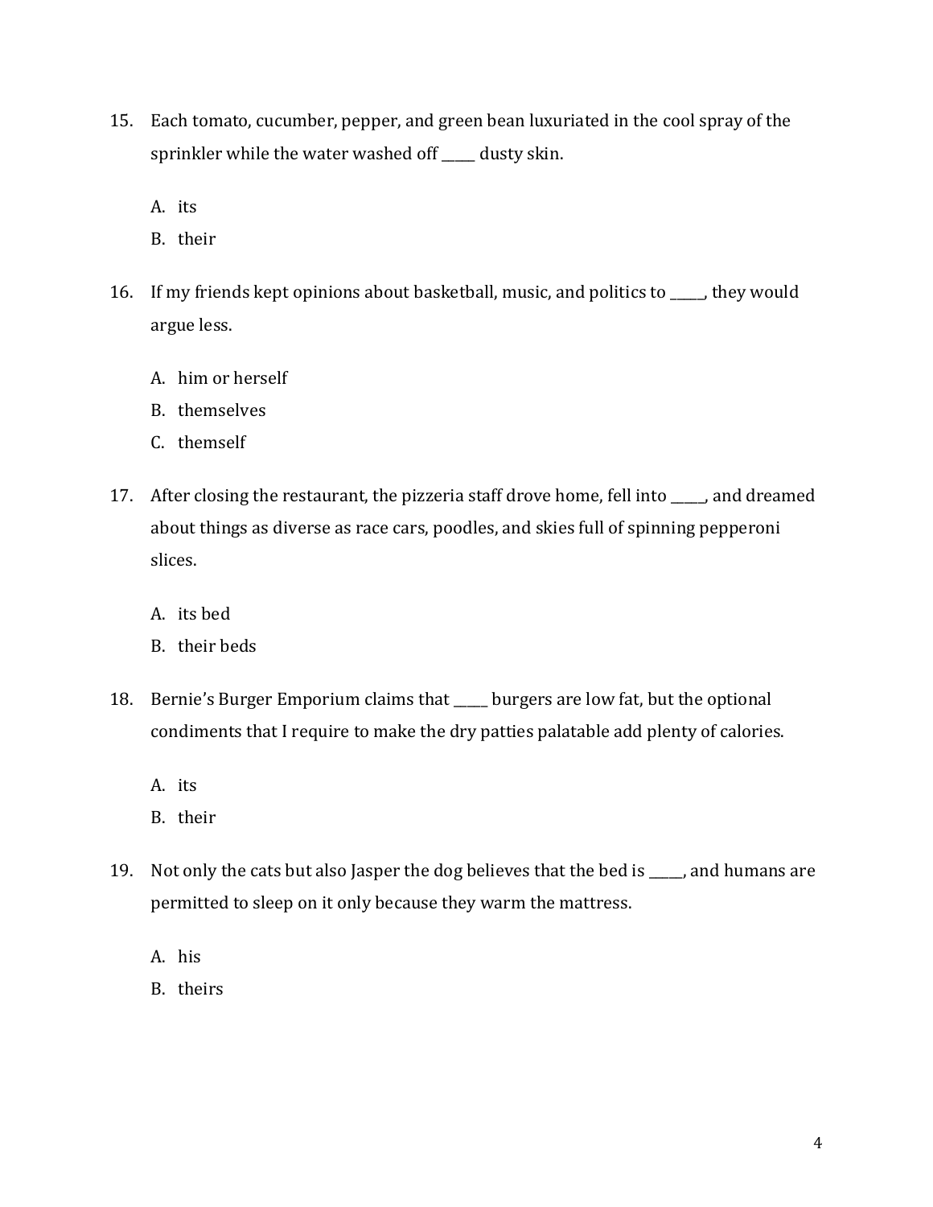15. Each tomato, cucumber, pepper, and green bean luxuriated in the cool spray of the sprinkler while the water washed off _____ dusty skin.

    A. its
    B. their

16. If my friends kept opinions about basketball, music, and politics to _____, they would argue less.

    A. him or herself
    B. themselves
    C. themself

17. After closing the restaurant, the pizzeria staff drove home, fell into _____, and dreamed about things as diverse as race cars, poodles, and skies full of spinning pepperoni slices.

    A. its bed
    B. their beds

18. Bernie's Burger Emporium claims that _____ burgers are low fat, but the optional condiments that I require to make the dry patties palatable add plenty of calories.

    A. its
    B. their

19. Not only the cats but also Jasper the dog believes that the bed is _____, and humans are permitted to sleep on it only because they warm the mattress.

    A. his
    B. theirs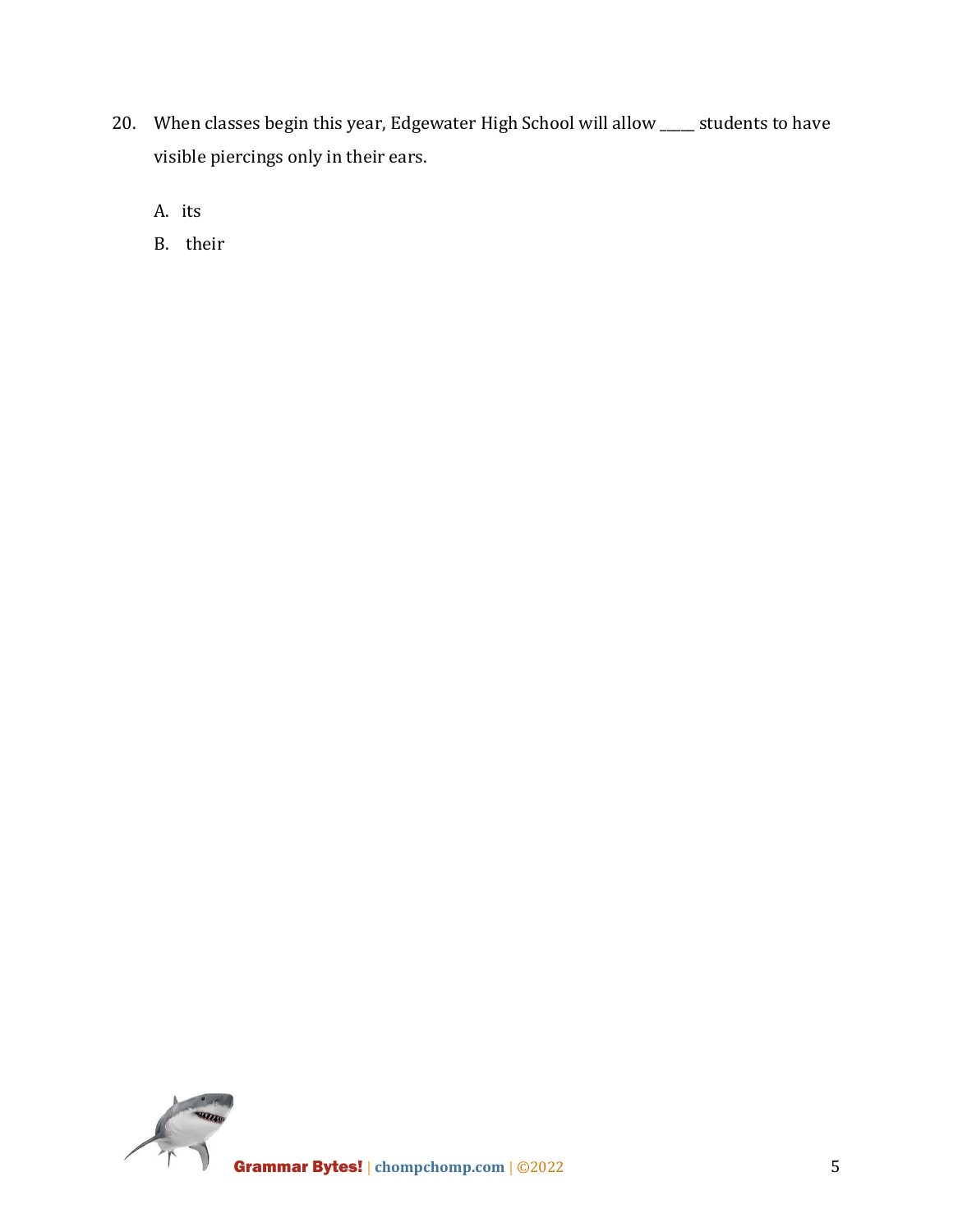20. When classes begin this year, Edgewater High School will allow _____ students to have visible piercings only in their ears.

    A. its

    B. their